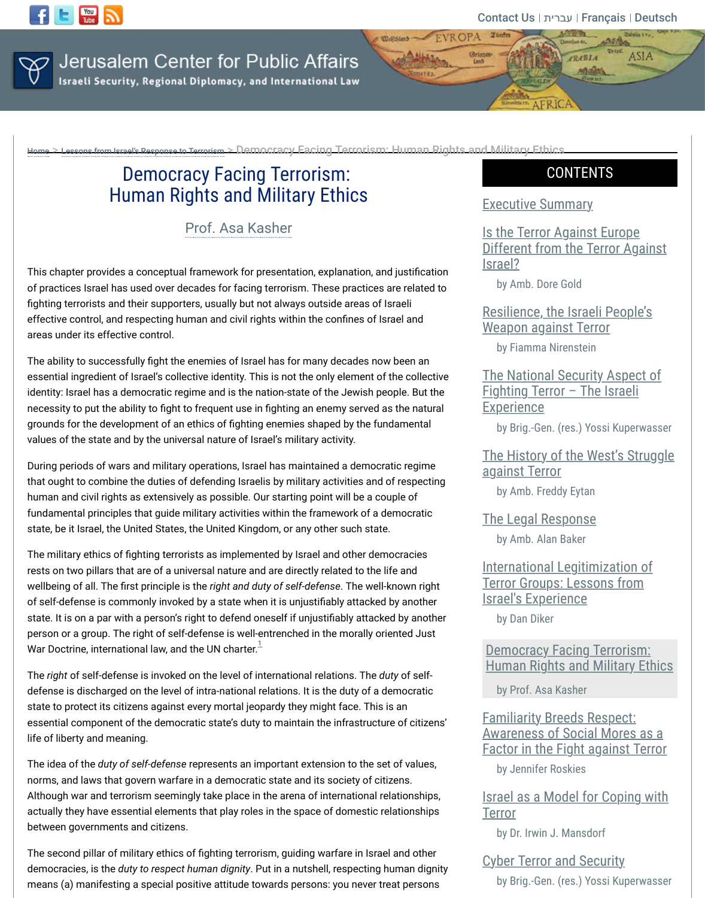# Democracy Facing Terrorism: Human Rights and Military Ethics

Prof. Asa Kasher

This chapter provides a conceptual framework for presentation, explanation, and justification of practices Israel has used over decades for facing terrorism. These practices are related to fighting terrorists and their supporters, usually but not always outside areas of Israeli effective control, and respecting human and civil rights within the confines of Israel and areas under its effective control.

The ability to successfully fight the enemies of Israel has for many decades now been an essential ingredient of Israel's collective identity. This is not the only element of the collective identity: Israel has a democratic regime and is the nation-state of the Jewish people. But the necessity to put the ability to fight to frequent use in fighting an enemy served as the natural grounds for the development of an ethics of fighting enemies shaped by the fundamental values of the state and by the universal nature of Israel's military activity.

During periods of wars and military operations, Israel has maintained a democratic regime that ought to combine the duties of defending Israelis by military activities and of respecting human and civil rights as extensively as possible. Our starting point will be a couple of fundamental principles that guide military activities within the framework of a democratic state, be it Israel, the United States, the United Kingdom, or any other such state.

The military ethics of fighting terrorists as implemented by Israel and other democracies rests on two pillars that are of a universal nature and are directly related to the life and wellbeing of all. The first principle is the *right and duty of self-defense*. The well-known right of self-defense is commonly invoked by a state when it is unjustifiably attacked by another state. It is on a par with a person's right to defend oneself if unjustifiably attacked by another person or a group. The right of self-defense is well-entrenched in the morally oriented Just War Doctrine, international law, and the UN charter.[1]

The *right* of self-defense is invoked on the level of international relations. The *duty* of self-defense is discharged on the level of intra-national relations. It is the duty of a democratic state to protect its citizens against every mortal jeopardy they might face. This is an essential component of the democratic state's duty to maintain the infrastructure of citizens' life of liberty and meaning.

The idea of the *duty of self-defense* represents an important extension to the set of values, norms, and laws that govern warfare in a democratic state and its society of citizens. Although war and terrorism seemingly take place in the arena of international relationships, actually they have essential elements that play roles in the space of domestic relationships between governments and citizens.

The second pillar of military ethics of fighting terrorism, guiding warfare in Israel and other democracies, is the *duty to respect human dignity*. Put in a nutshell, respecting human dignity means (a) manifesting a special positive attitude towards persons: you never treat persons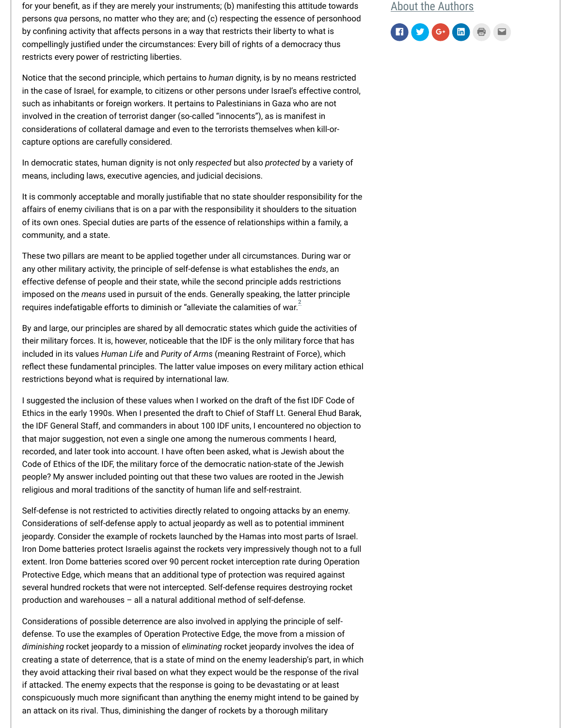for your benefit, as if they are merely your instruments; (b) manifesting this attitude towards persons *qua* persons, no matter who they are; and (c) respecting the essence of personhood by confining activity that affects persons in a way that restricts their liberty to what is compellingly justified under the circumstances: Every bill of rights of a democracy thus restricts every power of restricting liberties.

Notice that the second principle, which pertains to *human* dignity, is by no means restricted in the case of Israel, for example, to citizens or other persons under Israel's effective control, such as inhabitants or foreign workers. It pertains to Palestinians in Gaza who are not involved in the creation of terrorist danger (so-called "innocents"), as is manifest in considerations of collateral damage and even to the terrorists themselves when kill-or-capture options are carefully considered.

In democratic states, human dignity is not only *respected* but also *protected* by a variety of means, including laws, executive agencies, and judicial decisions.

It is commonly acceptable and morally justifiable that no state shoulder responsibility for the affairs of enemy civilians that is on a par with the responsibility it shoulders to the situation of its own ones. Special duties are parts of the essence of relationships within a family, a community, and a state.

These two pillars are meant to be applied together under all circumstances. During war or any other military activity, the principle of self-defense is what establishes the *ends*, an effective defense of people and their state, while the second principle adds restrictions imposed on the *means* used in pursuit of the ends. Generally speaking, the latter principle requires indefatigable efforts to diminish or "alleviate the calamities of war.[2]

By and large, our principles are shared by all democratic states which guide the activities of their military forces. It is, however, noticeable that the IDF is the only military force that has included in its values *Human Life* and *Purity of Arms* (meaning Restraint of Force), which reflect these fundamental principles. The latter value imposes on every military action ethical restrictions beyond what is required by international law.

I suggested the inclusion of these values when I worked on the draft of the fist IDF Code of Ethics in the early 1990s. When I presented the draft to Chief of Staff Lt. General Ehud Barak, the IDF General Staff, and commanders in about 100 IDF units, I encountered no objection to that major suggestion, not even a single one among the numerous comments I heard, recorded, and later took into account. I have often been asked, what is Jewish about the Code of Ethics of the IDF, the military force of the democratic nation-state of the Jewish people? My answer included pointing out that these two values are rooted in the Jewish religious and moral traditions of the sanctity of human life and self-restraint.

Self-defense is not restricted to activities directly related to ongoing attacks by an enemy. Considerations of self-defense apply to actual jeopardy as well as to potential imminent jeopardy. Consider the example of rockets launched by the Hamas into most parts of Israel. Iron Dome batteries protect Israelis against the rockets very impressively though not to a full extent. Iron Dome batteries scored over 90 percent rocket interception rate during Operation Protective Edge, which means that an additional type of protection was required against several hundred rockets that were not intercepted. Self-defense requires destroying rocket production and warehouses – all a natural additional method of self-defense.

Considerations of possible deterrence are also involved in applying the principle of self-defense. To use the examples of Operation Protective Edge, the move from a mission of *diminishing* rocket jeopardy to a mission of *eliminating* rocket jeopardy involves the idea of creating a state of deterrence, that is a state of mind on the enemy leadership's part, in which they avoid attacking their rival based on what they expect would be the response of the rival if attacked. The enemy expects that the response is going to be devastating or at least conspicuously much more significant than anything the enemy might intend to be gained by an attack on its rival. Thus, diminishing the danger of rockets by a thorough military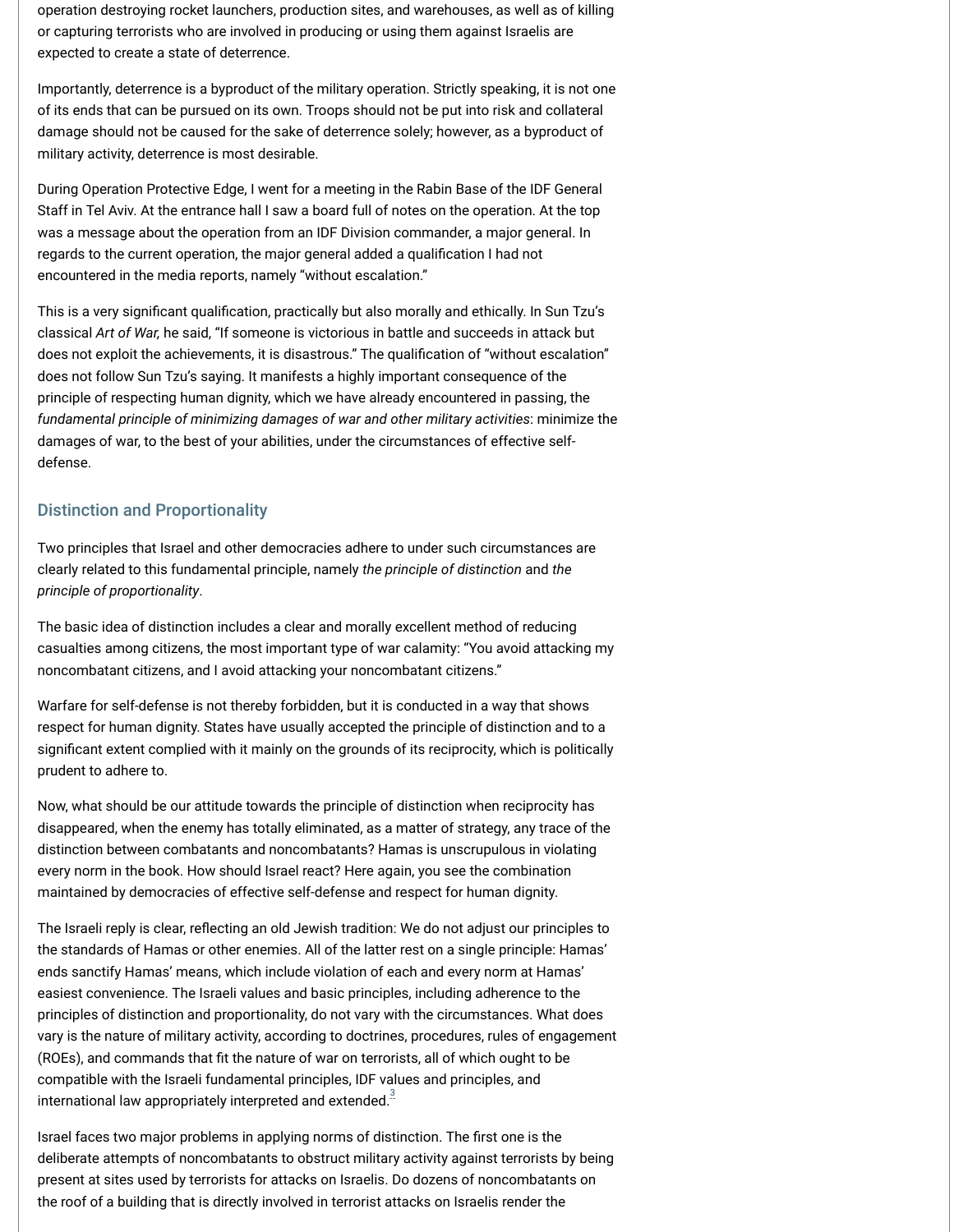operation destroying rocket launchers, production sites, and warehouses, as well as of killing or capturing terrorists who are involved in producing or using them against Israelis are expected to create a state of deterrence.

Importantly, deterrence is a byproduct of the military operation. Strictly speaking, it is not one of its ends that can be pursued on its own. Troops should not be put into risk and collateral damage should not be caused for the sake of deterrence solely; however, as a byproduct of military activity, deterrence is most desirable.

During Operation Protective Edge, I went for a meeting in the Rabin Base of the IDF General Staff in Tel Aviv. At the entrance hall I saw a board full of notes on the operation. At the top was a message about the operation from an IDF Division commander, a major general. In regards to the current operation, the major general added a qualification I had not encountered in the media reports, namely "without escalation."

This is a very significant qualification, practically but also morally and ethically. In Sun Tzu's classical *Art of War,* he said, "If someone is victorious in battle and succeeds in attack but does not exploit the achievements, it is disastrous." The qualification of "without escalation" does not follow Sun Tzu's saying. It manifests a highly important consequence of the principle of respecting human dignity, which we have already encountered in passing, the *fundamental principle of minimizing damages of war and other military activities*: minimize the damages of war, to the best of your abilities, under the circumstances of effective self-defense.

## Distinction and Proportionality

Two principles that Israel and other democracies adhere to under such circumstances are clearly related to this fundamental principle, namely *the principle of distinction* and *the principle of proportionality*.

The basic idea of distinction includes a clear and morally excellent method of reducing casualties among citizens, the most important type of war calamity: "You avoid attacking my noncombatant citizens, and I avoid attacking your noncombatant citizens."

Warfare for self-defense is not thereby forbidden, but it is conducted in a way that shows respect for human dignity. States have usually accepted the principle of distinction and to a significant extent complied with it mainly on the grounds of its reciprocity, which is politically prudent to adhere to.

Now, what should be our attitude towards the principle of distinction when reciprocity has disappeared, when the enemy has totally eliminated, as a matter of strategy, any trace of the distinction between combatants and noncombatants? Hamas is unscrupulous in violating every norm in the book. How should Israel react? Here again, you see the combination maintained by democracies of effective self-defense and respect for human dignity.

The Israeli reply is clear, reflecting an old Jewish tradition: We do not adjust our principles to the standards of Hamas or other enemies. All of the latter rest on a single principle: Hamas' ends sanctify Hamas' means, which include violation of each and every norm at Hamas' easiest convenience. The Israeli values and basic principles, including adherence to the principles of distinction and proportionality, do not vary with the circumstances. What does vary is the nature of military activity, according to doctrines, procedures, rules of engagement (ROEs), and commands that fit the nature of war on terrorists, all of which ought to be compatible with the Israeli fundamental principles, IDF values and principles, and international law appropriately interpreted and extended.[3]

Israel faces two major problems in applying norms of distinction. The first one is the deliberate attempts of noncombatants to obstruct military activity against terrorists by being present at sites used by terrorists for attacks on Israelis. Do dozens of noncombatants on the roof of a building that is directly involved in terrorist attacks on Israelis render the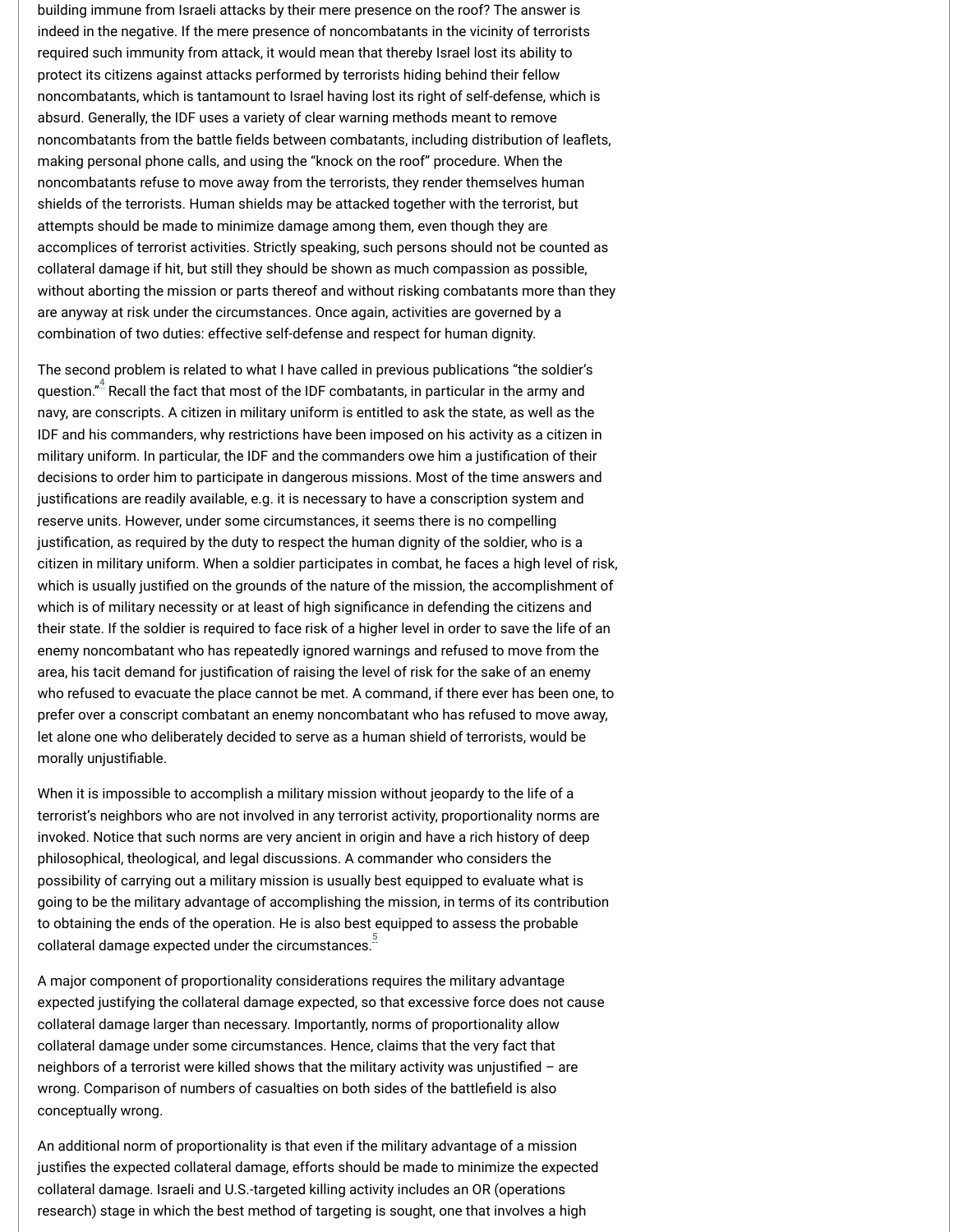building immune from Israeli attacks by their mere presence on the roof? The answer is indeed in the negative. If the mere presence of noncombatants in the vicinity of terrorists required such immunity from attack, it would mean that thereby Israel lost its ability to protect its citizens against attacks performed by terrorists hiding behind their fellow noncombatants, which is tantamount to Israel having lost its right of self-defense, which is absurd. Generally, the IDF uses a variety of clear warning methods meant to remove noncombatants from the battle fields between combatants, including distribution of leaflets, making personal phone calls, and using the "knock on the roof" procedure. When the noncombatants refuse to move away from the terrorists, they render themselves human shields of the terrorists. Human shields may be attacked together with the terrorist, but attempts should be made to minimize damage among them, even though they are accomplices of terrorist activities. Strictly speaking, such persons should not be counted as collateral damage if hit, but still they should be shown as much compassion as possible, without aborting the mission or parts thereof and without risking combatants more than they are anyway at risk under the circumstances. Once again, activities are governed by a combination of two duties: effective self-defense and respect for human dignity.

The second problem is related to what I have called in previous publications "the soldier's question."[4] Recall the fact that most of the IDF combatants, in particular in the army and navy, are conscripts. A citizen in military uniform is entitled to ask the state, as well as the IDF and his commanders, why restrictions have been imposed on his activity as a citizen in military uniform. In particular, the IDF and the commanders owe him a justification of their decisions to order him to participate in dangerous missions. Most of the time answers and justifications are readily available, e.g. it is necessary to have a conscription system and reserve units. However, under some circumstances, it seems there is no compelling justification, as required by the duty to respect the human dignity of the soldier, who is a citizen in military uniform. When a soldier participates in combat, he faces a high level of risk, which is usually justified on the grounds of the nature of the mission, the accomplishment of which is of military necessity or at least of high significance in defending the citizens and their state. If the soldier is required to face risk of a higher level in order to save the life of an enemy noncombatant who has repeatedly ignored warnings and refused to move from the area, his tacit demand for justification of raising the level of risk for the sake of an enemy who refused to evacuate the place cannot be met. A command, if there ever has been one, to prefer over a conscript combatant an enemy noncombatant who has refused to move away, let alone one who deliberately decided to serve as a human shield of terrorists, would be morally unjustifiable.

When it is impossible to accomplish a military mission without jeopardy to the life of a terrorist's neighbors who are not involved in any terrorist activity, proportionality norms are invoked. Notice that such norms are very ancient in origin and have a rich history of deep philosophical, theological, and legal discussions. A commander who considers the possibility of carrying out a military mission is usually best equipped to evaluate what is going to be the military advantage of accomplishing the mission, in terms of its contribution to obtaining the ends of the operation. He is also best equipped to assess the probable collateral damage expected under the circumstances.[5]

A major component of proportionality considerations requires the military advantage expected justifying the collateral damage expected, so that excessive force does not cause collateral damage larger than necessary. Importantly, norms of proportionality allow collateral damage under some circumstances. Hence, claims that the very fact that neighbors of a terrorist were killed shows that the military activity was unjustified – are wrong. Comparison of numbers of casualties on both sides of the battlefield is also conceptually wrong.

An additional norm of proportionality is that even if the military advantage of a mission justifies the expected collateral damage, efforts should be made to minimize the expected collateral damage. Israeli and U.S.-targeted killing activity includes an OR (operations research) stage in which the best method of targeting is sought, one that involves a high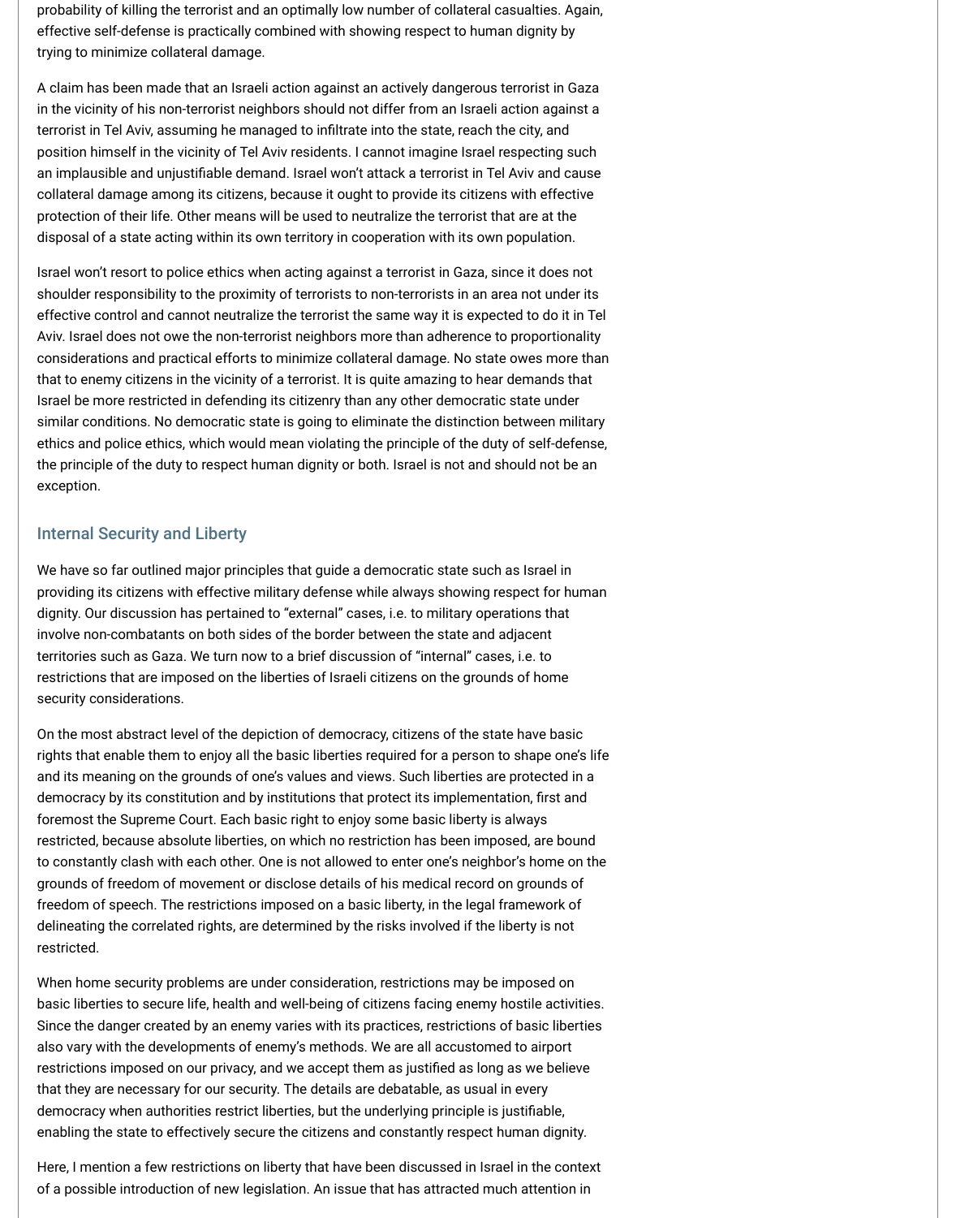probability of killing the terrorist and an optimally low number of collateral casualties. Again, effective self-defense is practically combined with showing respect to human dignity by trying to minimize collateral damage.

A claim has been made that an Israeli action against an actively dangerous terrorist in Gaza in the vicinity of his non-terrorist neighbors should not differ from an Israeli action against a terrorist in Tel Aviv, assuming he managed to infiltrate into the state, reach the city, and position himself in the vicinity of Tel Aviv residents. I cannot imagine Israel respecting such an implausible and unjustifiable demand. Israel won't attack a terrorist in Tel Aviv and cause collateral damage among its citizens, because it ought to provide its citizens with effective protection of their life. Other means will be used to neutralize the terrorist that are at the disposal of a state acting within its own territory in cooperation with its own population.

Israel won't resort to police ethics when acting against a terrorist in Gaza, since it does not shoulder responsibility to the proximity of terrorists to non-terrorists in an area not under its effective control and cannot neutralize the terrorist the same way it is expected to do it in Tel Aviv. Israel does not owe the non-terrorist neighbors more than adherence to proportionality considerations and practical efforts to minimize collateral damage. No state owes more than that to enemy citizens in the vicinity of a terrorist. It is quite amazing to hear demands that Israel be more restricted in defending its citizenry than any other democratic state under similar conditions. No democratic state is going to eliminate the distinction between military ethics and police ethics, which would mean violating the principle of the duty of self-defense, the principle of the duty to respect human dignity or both. Israel is not and should not be an exception.

## Internal Security and Liberty

We have so far outlined major principles that guide a democratic state such as Israel in providing its citizens with effective military defense while always showing respect for human dignity. Our discussion has pertained to "external" cases, i.e. to military operations that involve non-combatants on both sides of the border between the state and adjacent territories such as Gaza. We turn now to a brief discussion of "internal" cases, i.e. to restrictions that are imposed on the liberties of Israeli citizens on the grounds of home security considerations.

On the most abstract level of the depiction of democracy, citizens of the state have basic rights that enable them to enjoy all the basic liberties required for a person to shape one's life and its meaning on the grounds of one's values and views. Such liberties are protected in a democracy by its constitution and by institutions that protect its implementation, first and foremost the Supreme Court. Each basic right to enjoy some basic liberty is always restricted, because absolute liberties, on which no restriction has been imposed, are bound to constantly clash with each other. One is not allowed to enter one's neighbor's home on the grounds of freedom of movement or disclose details of his medical record on grounds of freedom of speech. The restrictions imposed on a basic liberty, in the legal framework of delineating the correlated rights, are determined by the risks involved if the liberty is not restricted.

When home security problems are under consideration, restrictions may be imposed on basic liberties to secure life, health and well-being of citizens facing enemy hostile activities. Since the danger created by an enemy varies with its practices, restrictions of basic liberties also vary with the developments of enemy's methods. We are all accustomed to airport restrictions imposed on our privacy, and we accept them as justified as long as we believe that they are necessary for our security. The details are debatable, as usual in every democracy when authorities restrict liberties, but the underlying principle is justifiable, enabling the state to effectively secure the citizens and constantly respect human dignity.

Here, I mention a few restrictions on liberty that have been discussed in Israel in the context of a possible introduction of new legislation. An issue that has attracted much attention in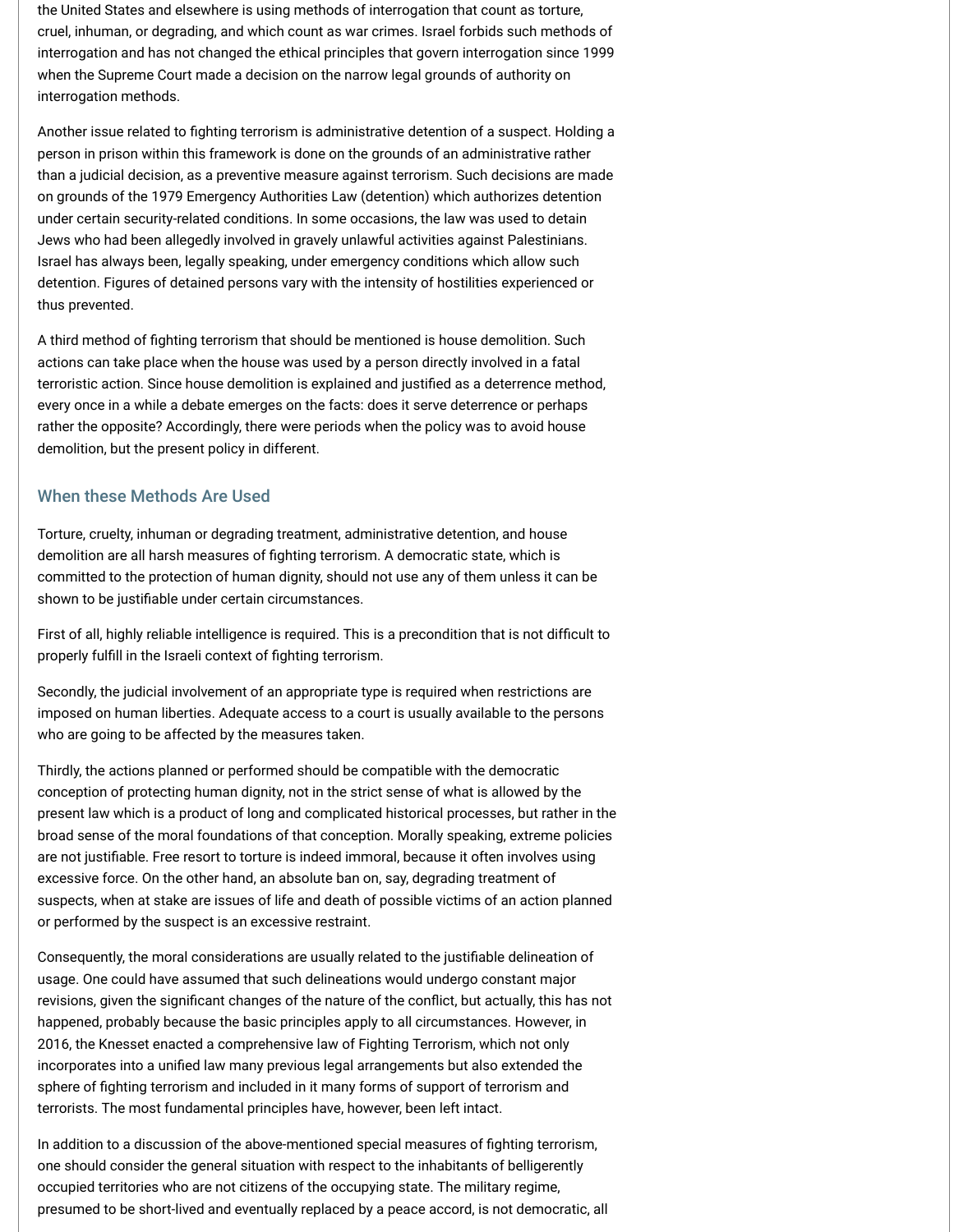the United States and elsewhere is using methods of interrogation that count as torture, cruel, inhuman, or degrading, and which count as war crimes. Israel forbids such methods of interrogation and has not changed the ethical principles that govern interrogation since 1999 when the Supreme Court made a decision on the narrow legal grounds of authority on interrogation methods.

Another issue related to fighting terrorism is administrative detention of a suspect. Holding a person in prison within this framework is done on the grounds of an administrative rather than a judicial decision, as a preventive measure against terrorism. Such decisions are made on grounds of the 1979 Emergency Authorities Law (detention) which authorizes detention under certain security-related conditions. In some occasions, the law was used to detain Jews who had been allegedly involved in gravely unlawful activities against Palestinians. Israel has always been, legally speaking, under emergency conditions which allow such detention. Figures of detained persons vary with the intensity of hostilities experienced or thus prevented.

A third method of fighting terrorism that should be mentioned is house demolition. Such actions can take place when the house was used by a person directly involved in a fatal terroristic action. Since house demolition is explained and justified as a deterrence method, every once in a while a debate emerges on the facts: does it serve deterrence or perhaps rather the opposite? Accordingly, there were periods when the policy was to avoid house demolition, but the present policy in different.

## When these Methods Are Used

Torture, cruelty, inhuman or degrading treatment, administrative detention, and house demolition are all harsh measures of fighting terrorism. A democratic state, which is committed to the protection of human dignity, should not use any of them unless it can be shown to be justifiable under certain circumstances.

First of all, highly reliable intelligence is required. This is a precondition that is not difficult to properly fulfill in the Israeli context of fighting terrorism.

Secondly, the judicial involvement of an appropriate type is required when restrictions are imposed on human liberties. Adequate access to a court is usually available to the persons who are going to be affected by the measures taken.

Thirdly, the actions planned or performed should be compatible with the democratic conception of protecting human dignity, not in the strict sense of what is allowed by the present law which is a product of long and complicated historical processes, but rather in the broad sense of the moral foundations of that conception. Morally speaking, extreme policies are not justifiable. Free resort to torture is indeed immoral, because it often involves using excessive force. On the other hand, an absolute ban on, say, degrading treatment of suspects, when at stake are issues of life and death of possible victims of an action planned or performed by the suspect is an excessive restraint.

Consequently, the moral considerations are usually related to the justifiable delineation of usage. One could have assumed that such delineations would undergo constant major revisions, given the significant changes of the nature of the conflict, but actually, this has not happened, probably because the basic principles apply to all circumstances. However, in 2016, the Knesset enacted a comprehensive law of Fighting Terrorism, which not only incorporates into a unified law many previous legal arrangements but also extended the sphere of fighting terrorism and included in it many forms of support of terrorism and terrorists. The most fundamental principles have, however, been left intact.

In addition to a discussion of the above-mentioned special measures of fighting terrorism, one should consider the general situation with respect to the inhabitants of belligerently occupied territories who are not citizens of the occupying state. The military regime, presumed to be short-lived and eventually replaced by a peace accord, is not democratic, all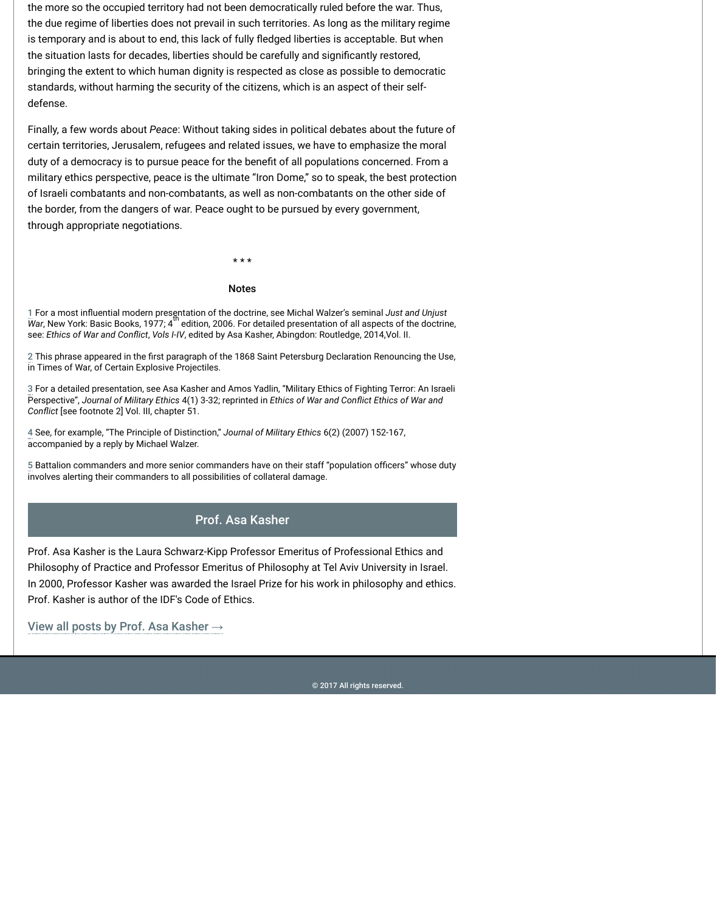the more so the occupied territory had not been democratically ruled before the war. Thus, the due regime of liberties does not prevail in such territories. As long as the military regime is temporary and is about to end, this lack of fully fledged liberties is acceptable. But when the situation lasts for decades, liberties should be carefully and significantly restored, bringing the extent to which human dignity is respected as close as possible to democratic standards, without harming the security of the citizens, which is an aspect of their self-defense.

Finally, a few words about *Peace*: Without taking sides in political debates about the future of certain territories, Jerusalem, refugees and related issues, we have to emphasize the moral duty of a democracy is to pursue peace for the benefit of all populations concerned. From a military ethics perspective, peace is the ultimate "Iron Dome," so to speak, the best protection of Israeli combatants and non-combatants, as well as non-combatants on the other side of the border, from the dangers of war. Peace ought to be pursued by every government, through appropriate negotiations.

\* \* \*

## Notes

1 For a most influential modern presentation of the doctrine, see Michal Walzer's seminal *Just and Unjust War*, New York: Basic Books, 1977; 4th edition, 2006. For detailed presentation of all aspects of the doctrine, see: *Ethics of War and Conflict*, *Vols I-IV*, edited by Asa Kasher, Abingdon: Routledge, 2014,Vol. II.

2 This phrase appeared in the first paragraph of the 1868 Saint Petersburg Declaration Renouncing the Use, in Times of War, of Certain Explosive Projectiles.

3 For a detailed presentation, see Asa Kasher and Amos Yadlin, "Military Ethics of Fighting Terror: An Israeli Perspective", *Journal of Military Ethics* 4(1) 3-32; reprinted in *Ethics of War and Conflict Ethics of War and Conflict* [see footnote 2] Vol. III, chapter 51.

4 See, for example, "The Principle of Distinction," *Journal of Military Ethics* 6(2) (2007) 152-167, accompanied by a reply by Michael Walzer.

5 Battalion commanders and more senior commanders have on their staff "population officers" whose duty involves alerting their commanders to all possibilities of collateral damage.

## Prof. Asa Kasher

Prof. Asa Kasher is the Laura Schwarz-Kipp Professor Emeritus of Professional Ethics and Philosophy of Practice and Professor Emeritus of Philosophy at Tel Aviv University in Israel. In 2000, Professor Kasher was awarded the Israel Prize for his work in philosophy and ethics. Prof. Kasher is author of the IDF's Code of Ethics.

View all posts by Prof. Asa Kasher →

© 2017 All rights reserved.